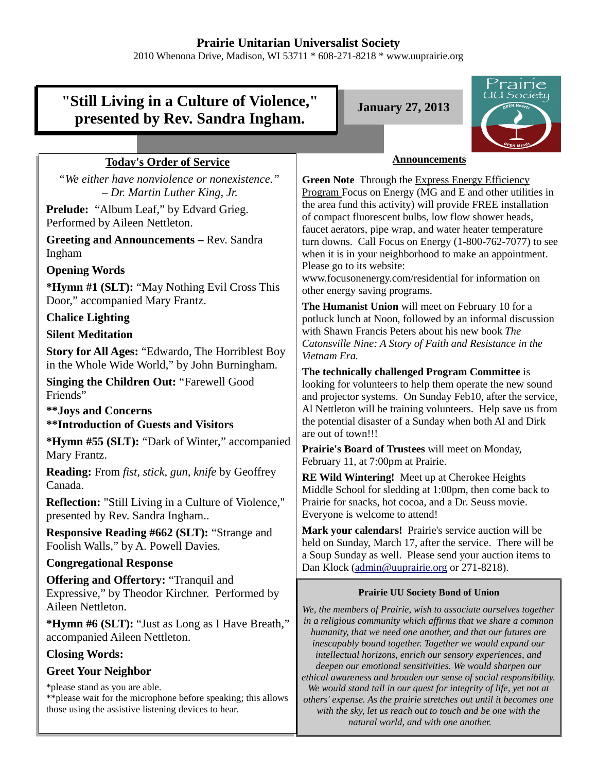# Prairie Unitarian Universalist Society

2010 Whenona Drive, Madison, WI 53711 * 608-271-8218 * www.uuprairie.org

## "Still Living in a Culture of Violence," presented by Rev. Sandra Ingham.

**January 27, 2013**

Prairie UU Society — OPEN Hearts — OPEN Minds

### Today's Order of Service

*"We either have nonviolence or nonexistence." – Dr. Martin Luther King, Jr.*

**Prelude:** "Album Leaf," by Edvard Grieg. Performed by Aileen Nettleton.

**Greeting and Announcements –** Rev. Sandra Ingham

**Opening Words**

***Hymn #1 (SLT):** "May Nothing Evil Cross This Door," accompanied Mary Frantz.

**Chalice Lighting**

**Silent Meditation**

**Story for All Ages:** "Edwardo, The Horriblest Boy in the Whole Wide World," by John Burningham.

**Singing the Children Out:** "Farewell Good Friends"

****Joys and Concerns**

****Introduction of Guests and Visitors**

***Hymn #55 (SLT):** "Dark of Winter," accompanied Mary Frantz.

**Reading:** From *fist, stick, gun, knife* by Geoffrey Canada.

**Reflection:** "Still Living in a Culture of Violence," presented by Rev. Sandra Ingham..

**Responsive Reading #662 (SLT):** "Strange and Foolish Walls," by A. Powell Davies.

**Congregational Response**

**Offering and Offertory:** "Tranquil and Expressive," by Theodor Kirchner. Performed by Aileen Nettleton.

***Hymn #6 (SLT):** "Just as Long as I Have Breath," accompanied Aileen Nettleton.

**Closing Words:**

**Greet Your Neighbor**

*please stand as you are able.
**please wait for the microphone before speaking; this allows those using the assistive listening devices to hear.

### Announcements

**Green Note** Through the Express Energy Efficiency Program Focus on Energy (MG and E and other utilities in the area fund this activity) will provide FREE installation of compact fluorescent bulbs, low flow shower heads, faucet aerators, pipe wrap, and water heater temperature turn downs. Call Focus on Energy (1-800-762-7077) to see when it is in your neighborhood to make an appointment. Please go to its website: www.focusonenergy.com/residential for information on other energy saving programs.

**The Humanist Union** will meet on February 10 for a potluck lunch at Noon, followed by an informal discussion with Shawn Francis Peters about his new book *The Catonsville Nine: A Story of Faith and Resistance in the Vietnam Era.*

**The technically challenged Program Committee** is looking for volunteers to help them operate the new sound and projector systems. On Sunday Feb10, after the service, Al Nettleton will be training volunteers. Help save us from the potential disaster of a Sunday when both Al and Dirk are out of town!!!

**Prairie's Board of Trustees** will meet on Monday, February 11, at 7:00pm at Prairie.

**RE Wild Wintering!** Meet up at Cherokee Heights Middle School for sledding at 1:00pm, then come back to Prairie for snacks, hot cocoa, and a Dr. Seuss movie. Everyone is welcome to attend!

**Mark your calendars!** Prairie's service auction will be held on Sunday, March 17, after the service. There will be a Soup Sunday as well. Please send your auction items to Dan Klock (admin@uuprairie.org or 271-8218).

### Prairie UU Society Bond of Union

*We, the members of Prairie, wish to associate ourselves together in a religious community which affirms that we share a common humanity, that we need one another, and that our futures are inescapably bound together. Together we would expand our intellectual horizons, enrich our sensory experiences, and deepen our emotional sensitivities. We would sharpen our ethical awareness and broaden our sense of social responsibility. We would stand tall in our quest for integrity of life, yet not at others' expense. As the prairie stretches out until it becomes one with the sky, let us reach out to touch and be one with the natural world, and with one another.*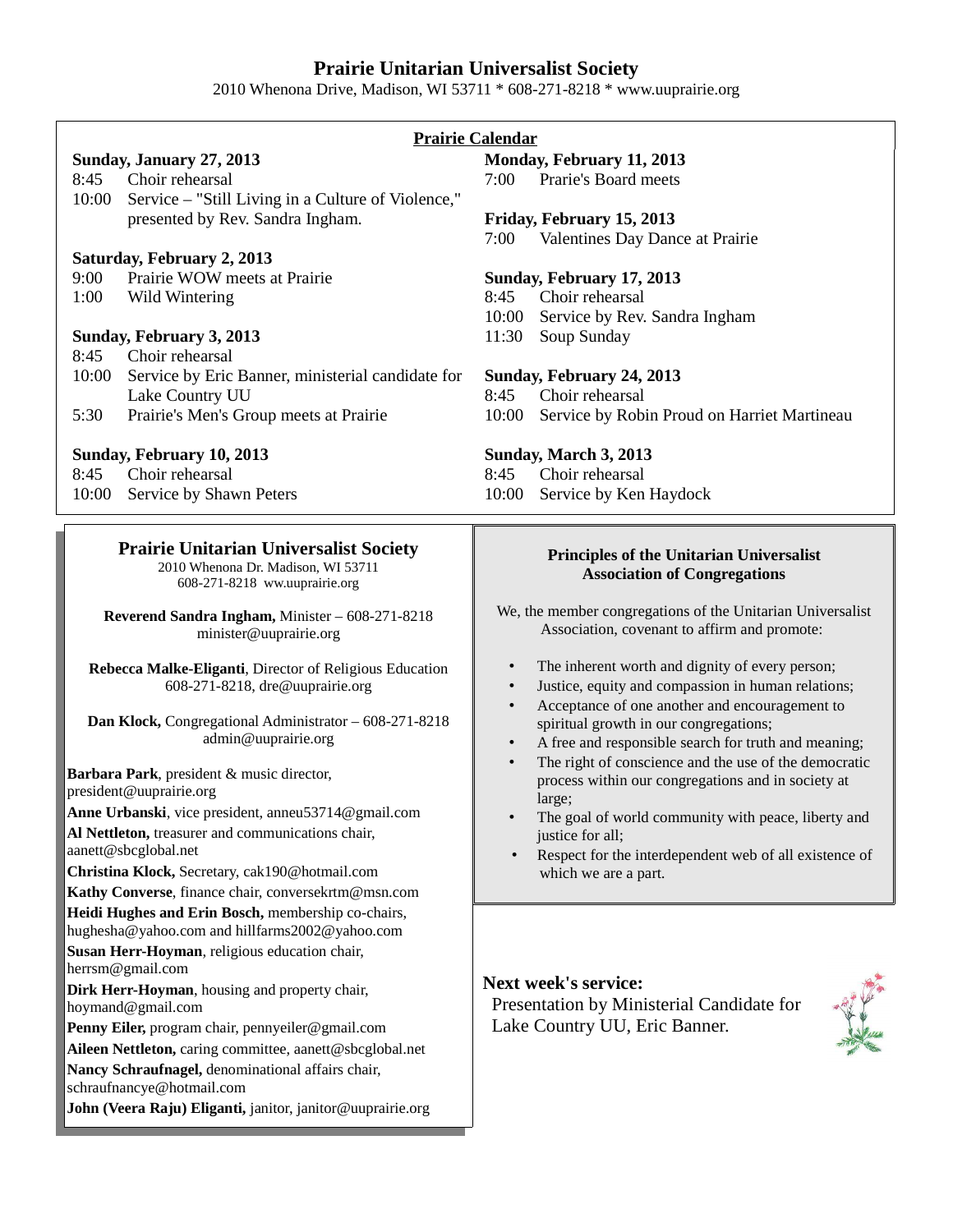# Prairie Unitarian Universalist Society

2010 Whenona Drive, Madison, WI 53711 * 608-271-8218 * www.uuprairie.org

## Prairie Calendar

**Sunday, January 27, 2013**
8:45 Choir rehearsal
10:00 Service – "Still Living in a Culture of Violence," presented by Rev. Sandra Ingham.

**Saturday, February 2, 2013**
9:00 Prairie WOW meets at Prairie
1:00 Wild Wintering

**Sunday, February 3, 2013**
8:45 Choir rehearsal
10:00 Service by Eric Banner, ministerial candidate for Lake Country UU
5:30 Prairie's Men's Group meets at Prairie

**Sunday, February 10, 2013**
8:45 Choir rehearsal
10:00 Service by Shawn Peters

**Monday, February 11, 2013**
7:00 Prarie's Board meets

**Friday, February 15, 2013**
7:00 Valentines Day Dance at Prairie

**Sunday, February 17, 2013**
8:45 Choir rehearsal
10:00 Service by Rev. Sandra Ingham
11:30 Soup Sunday

**Sunday, February 24, 2013**
8:45 Choir rehearsal
10:00 Service by Robin Proud on Harriet Martineau

**Sunday, March 3, 2013**
8:45 Choir rehearsal
10:00 Service by Ken Haydock

### Prairie Unitarian Universalist Society

2010 Whenona Dr. Madison, WI 53711
608-271-8218 ww.uuprairie.org

**Reverend Sandra Ingham,** Minister – 608-271-8218
minister@uuprairie.org

**Rebecca Malke-Eliganti**, Director of Religious Education
608-271-8218, dre@uuprairie.org

**Dan Klock,** Congregational Administrator – 608-271-8218
admin@uuprairie.org

**Barbara Park**, president & music director, president@uuprairie.org

**Anne Urbanski**, vice president, anneu53714@gmail.com

**Al Nettleton,** treasurer and communications chair, aanett@sbcglobal.net

**Christina Klock,** Secretary, cak190@hotmail.com

**Kathy Converse**, finance chair, conversekrtm@msn.com

**Heidi Hughes and Erin Bosch,** membership co-chairs, hughesha@yahoo.com and hillfarms2002@yahoo.com

**Susan Herr-Hoyman**, religious education chair, herrsm@gmail.com

**Dirk Herr-Hoyman**, housing and property chair, hoymand@gmail.com

**Penny Eiler,** program chair, pennyeiler@gmail.com

**Aileen Nettleton,** caring committee, aanett@sbcglobal.net

**Nancy Schraufnagel,** denominational affairs chair, schraufnancye@hotmail.com

**John (Veera Raju) Eliganti,** janitor, janitor@uuprairie.org

### Principles of the Unitarian Universalist Association of Congregations

We, the member congregations of the Unitarian Universalist Association, covenant to affirm and promote:

- The inherent worth and dignity of every person;
- Justice, equity and compassion in human relations;
- Acceptance of one another and encouragement to spiritual growth in our congregations;
- A free and responsible search for truth and meaning;
- The right of conscience and the use of the democratic process within our congregations and in society at large;
- The goal of world community with peace, liberty and justice for all;
- Respect for the interdependent web of all existence of which we are a part.

**Next week's service:**
Presentation by Ministerial Candidate for Lake Country UU, Eric Banner.